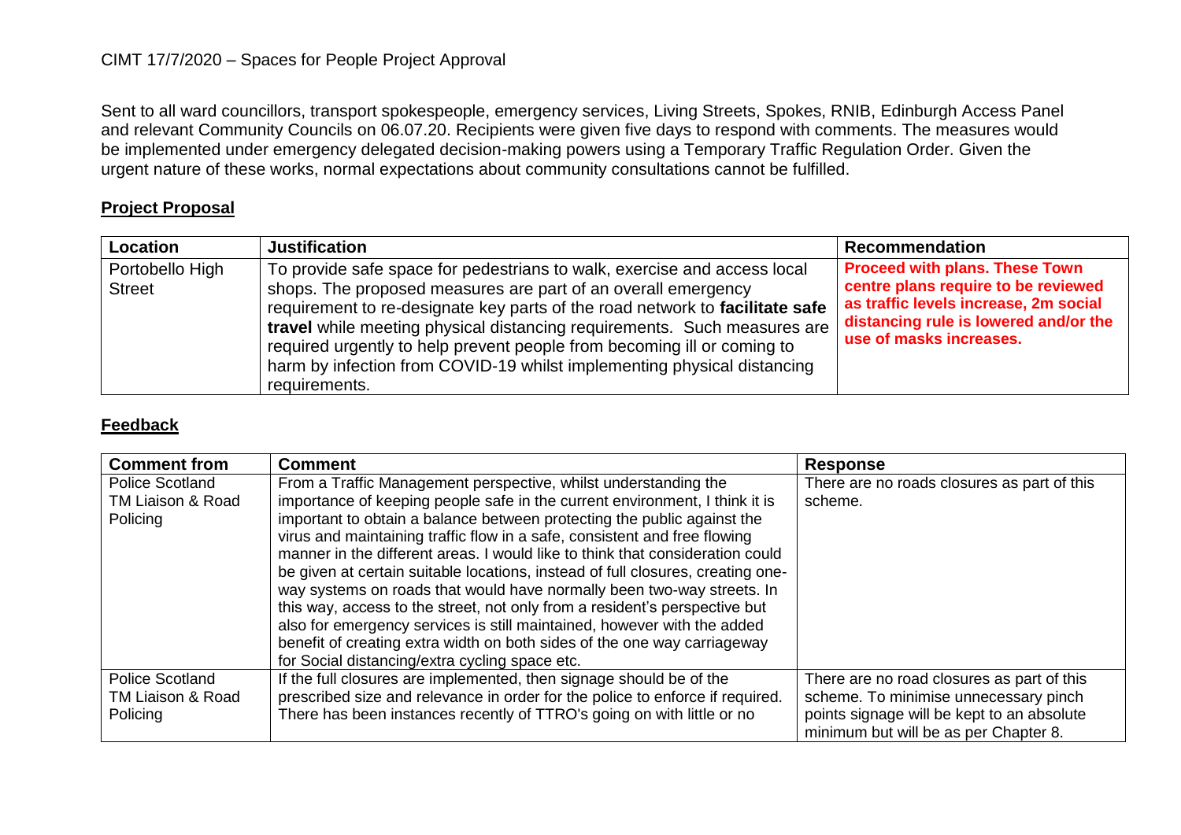CIMT 17/7/2020 – Spaces for People Project Approval

Sent to all ward councillors, transport spokespeople, emergency services, Living Streets, Spokes, RNIB, Edinburgh Access Panel and relevant Community Councils on 06.07.20. Recipients were given five days to respond with comments. The measures would be implemented under emergency delegated decision-making powers using a Temporary Traffic Regulation Order. Given the urgent nature of these works, normal expectations about community consultations cannot be fulfilled.

## Project Proposal

| Location | Justification | Recommendation |
|---|---|---|
| Portobello High Street | To provide safe space for pedestrians to walk, exercise and access local shops. The proposed measures are part of an overall emergency requirement to re-designate key parts of the road network to **facilitate safe travel** while meeting physical distancing requirements. Such measures are required urgently to help prevent people from becoming ill or coming to harm by infection from COVID-19 whilst implementing physical distancing requirements. | **Proceed with plans. These Town centre plans require to be reviewed as traffic levels increase, 2m social distancing rule is lowered and/or the use of masks increases.** |

## Feedback

| Comment from | Comment | Response |
|---|---|---|
| Police Scotland TM Liaison & Road Policing | From a Traffic Management perspective, whilst understanding the importance of keeping people safe in the current environment, I think it is important to obtain a balance between protecting the public against the virus and maintaining traffic flow in a safe, consistent and free flowing manner in the different areas. I would like to think that consideration could be given at certain suitable locations, instead of full closures, creating one-way systems on roads that would have normally been two-way streets. In this way, access to the street, not only from a resident's perspective but also for emergency services is still maintained, however with the added benefit of creating extra width on both sides of the one way carriageway for Social distancing/extra cycling space etc. | There are no roads closures as part of this scheme. |
| Police Scotland TM Liaison & Road Policing | If the full closures are implemented, then signage should be of the prescribed size and relevance in order for the police to enforce if required. There has been instances recently of TTRO's going on with little or no | There are no road closures as part of this scheme. To minimise unnecessary pinch points signage will be kept to an absolute minimum but will be as per Chapter 8. |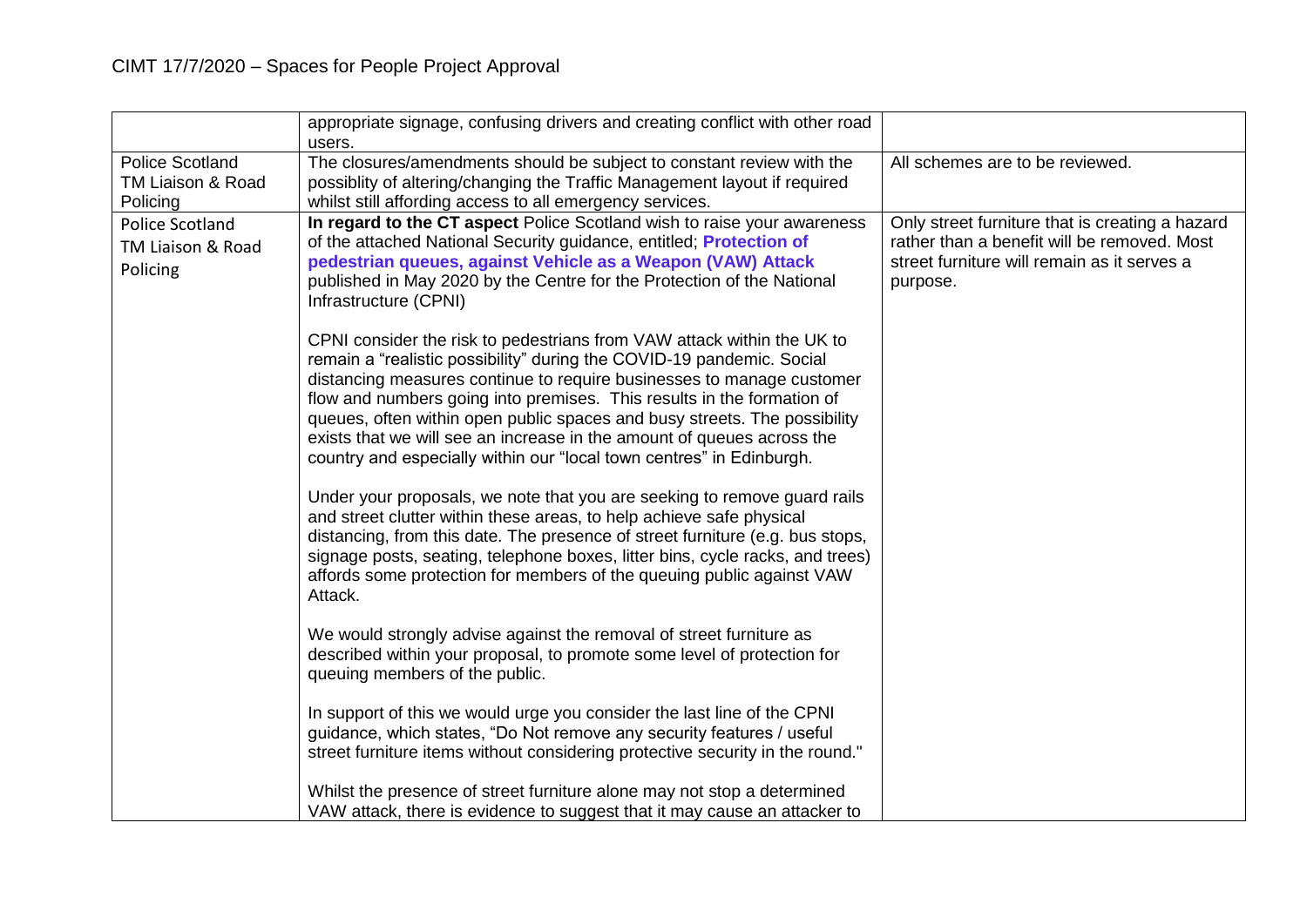| | | |
|---|---|---|
| | appropriate signage, confusing drivers and creating conflict with other road users. | |
| Police Scotland TM Liaison & Road Policing | The closures/amendments should be subject to constant review with the possiblity of altering/changing the Traffic Management layout if required whilst still affording access to all emergency services. | All schemes are to be reviewed. |
| Police Scotland TM Liaison & Road Policing | **In regard to the CT aspect** Police Scotland wish to raise your awareness of the attached National Security guidance, entitled; **Protection of pedestrian queues, against Vehicle as a Weapon (VAW) Attack** published in May 2020 by the Centre for the Protection of the National Infrastructure (CPNI)<br><br>CPNI consider the risk to pedestrians from VAW attack within the UK to remain a "realistic possibility" during the COVID-19 pandemic. Social distancing measures continue to require businesses to manage customer flow and numbers going into premises. This results in the formation of queues, often within open public spaces and busy streets. The possibility exists that we will see an increase in the amount of queues across the country and especially within our "local town centres" in Edinburgh.<br><br>Under your proposals, we note that you are seeking to remove guard rails and street clutter within these areas, to help achieve safe physical distancing, from this date. The presence of street furniture (e.g. bus stops, signage posts, seating, telephone boxes, litter bins, cycle racks, and trees) affords some protection for members of the queuing public against VAW Attack.<br><br>We would strongly advise against the removal of street furniture as described within your proposal, to promote some level of protection for queuing members of the public.<br><br>In support of this we would urge you consider the last line of the CPNI guidance, which states, "Do Not remove any security features / useful street furniture items without considering protective security in the round."<br><br>Whilst the presence of street furniture alone may not stop a determined VAW attack, there is evidence to suggest that it may cause an attacker to | Only street furniture that is creating a hazard rather than a benefit will be removed. Most street furniture will remain as it serves a purpose. |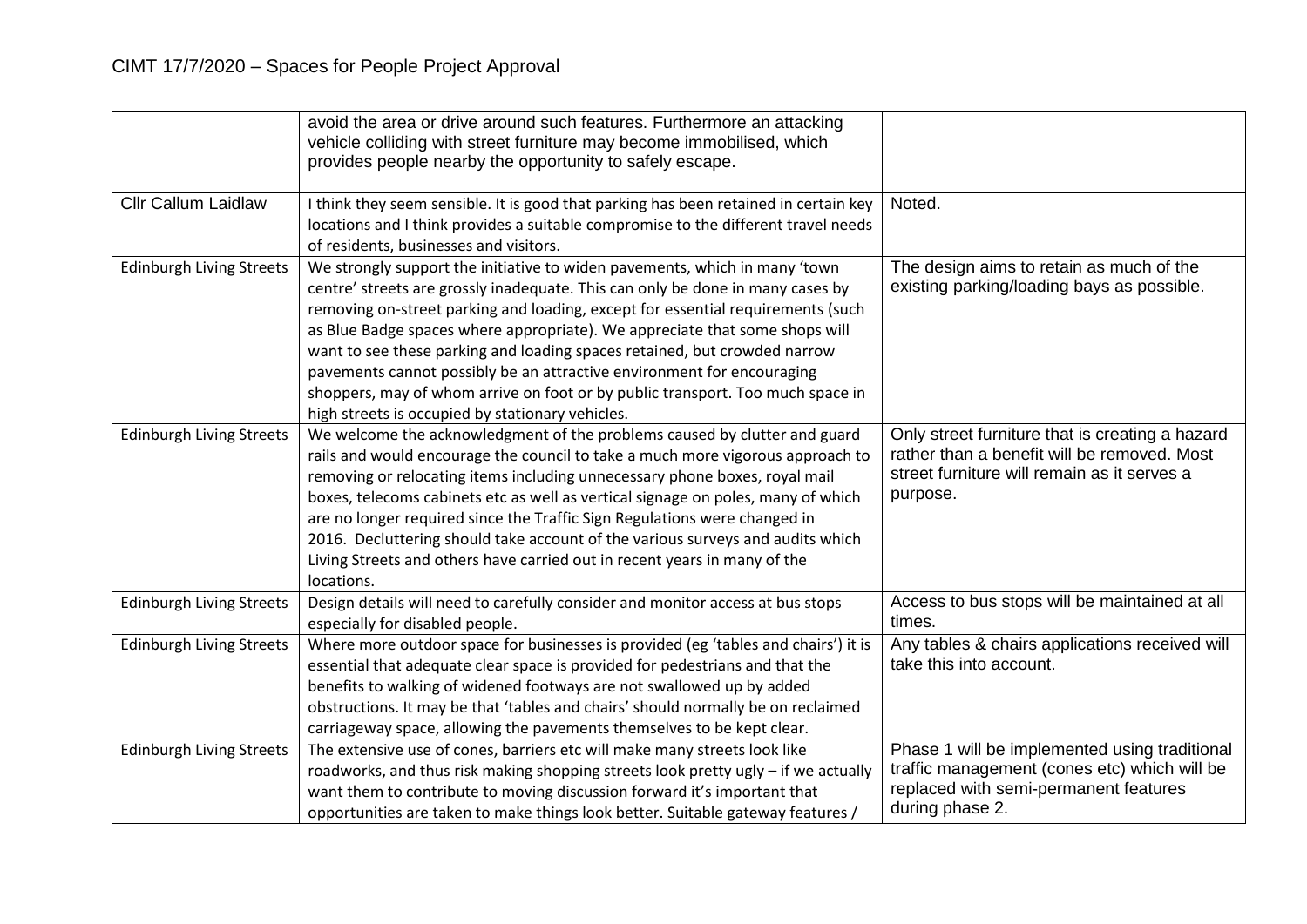| | | |
|---|---|---|
| | avoid the area or drive around such features. Furthermore an attacking vehicle colliding with street furniture may become immobilised, which provides people nearby the opportunity to safely escape. | |
| Cllr Callum Laidlaw | I think they seem sensible. It is good that parking has been retained in certain key locations and I think provides a suitable compromise to the different travel needs of residents, businesses and visitors. | Noted. |
| Edinburgh Living Streets | We strongly support the initiative to widen pavements, which in many 'town centre' streets are grossly inadequate. This can only be done in many cases by removing on-street parking and loading, except for essential requirements (such as Blue Badge spaces where appropriate). We appreciate that some shops will want to see these parking and loading spaces retained, but crowded narrow pavements cannot possibly be an attractive environment for encouraging shoppers, may of whom arrive on foot or by public transport. Too much space in high streets is occupied by stationary vehicles. | The design aims to retain as much of the existing parking/loading bays as possible. |
| Edinburgh Living Streets | We welcome the acknowledgment of the problems caused by clutter and guard rails and would encourage the council to take a much more vigorous approach to removing or relocating items including unnecessary phone boxes, royal mail boxes, telecoms cabinets etc as well as vertical signage on poles, many of which are no longer required since the Traffic Sign Regulations were changed in 2016. Decluttering should take account of the various surveys and audits which Living Streets and others have carried out in recent years in many of the locations. | Only street furniture that is creating a hazard rather than a benefit will be removed. Most street furniture will remain as it serves a purpose. |
| Edinburgh Living Streets | Design details will need to carefully consider and monitor access at bus stops especially for disabled people. | Access to bus stops will be maintained at all times. |
| Edinburgh Living Streets | Where more outdoor space for businesses is provided (eg 'tables and chairs') it is essential that adequate clear space is provided for pedestrians and that the benefits to walking of widened footways are not swallowed up by added obstructions. It may be that 'tables and chairs' should normally be on reclaimed carriageway space, allowing the pavements themselves to be kept clear. | Any tables & chairs applications received will take this into account. |
| Edinburgh Living Streets | The extensive use of cones, barriers etc will make many streets look like roadworks, and thus risk making shopping streets look pretty ugly – if we actually want them to contribute to moving discussion forward it's important that opportunities are taken to make things look better. Suitable gateway features / | Phase 1 will be implemented using traditional traffic management (cones etc) which will be replaced with semi-permanent features during phase 2. |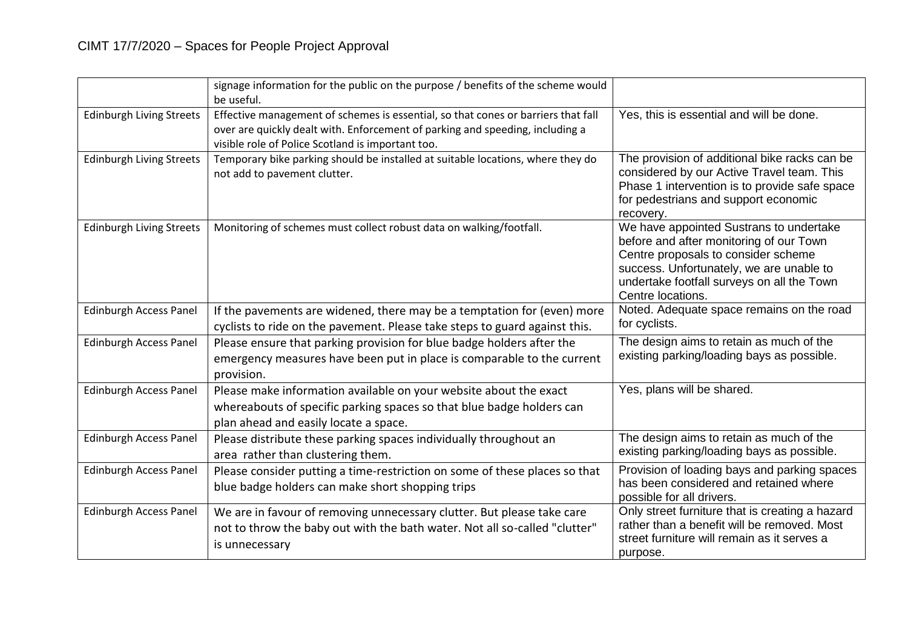| | | |
|---|---|---|
| | signage information for the public on the purpose / benefits of the scheme would be useful. | |
| Edinburgh Living Streets | Effective management of schemes is essential, so that cones or barriers that fall over are quickly dealt with. Enforcement of parking and speeding, including a visible role of Police Scotland is important too. | Yes, this is essential and will be done. |
| Edinburgh Living Streets | Temporary bike parking should be installed at suitable locations, where they do not add to pavement clutter. | The provision of additional bike racks can be considered by our Active Travel team. This Phase 1 intervention is to provide safe space for pedestrians and support economic recovery. |
| Edinburgh Living Streets | Monitoring of schemes must collect robust data on walking/footfall. | We have appointed Sustrans to undertake before and after monitoring of our Town Centre proposals to consider scheme success. Unfortunately, we are unable to undertake footfall surveys on all the Town Centre locations. |
| Edinburgh Access Panel | If the pavements are widened, there may be a temptation for (even) more cyclists to ride on the pavement. Please take steps to guard against this. | Noted. Adequate space remains on the road for cyclists. |
| Edinburgh Access Panel | Please ensure that parking provision for blue badge holders after the emergency measures have been put in place is comparable to the current provision. | The design aims to retain as much of the existing parking/loading bays as possible. |
| Edinburgh Access Panel | Please make information available on your website about the exact whereabouts of specific parking spaces so that blue badge holders can plan ahead and easily locate a space. | Yes, plans will be shared. |
| Edinburgh Access Panel | Please distribute these parking spaces individually throughout an area rather than clustering them. | The design aims to retain as much of the existing parking/loading bays as possible. |
| Edinburgh Access Panel | Please consider putting a time-restriction on some of these places so that blue badge holders can make short shopping trips | Provision of loading bays and parking spaces has been considered and retained where possible for all drivers. |
| Edinburgh Access Panel | We are in favour of removing unnecessary clutter. But please take care not to throw the baby out with the bath water. Not all so-called "clutter" is unnecessary | Only street furniture that is creating a hazard rather than a benefit will be removed. Most street furniture will remain as it serves a purpose. |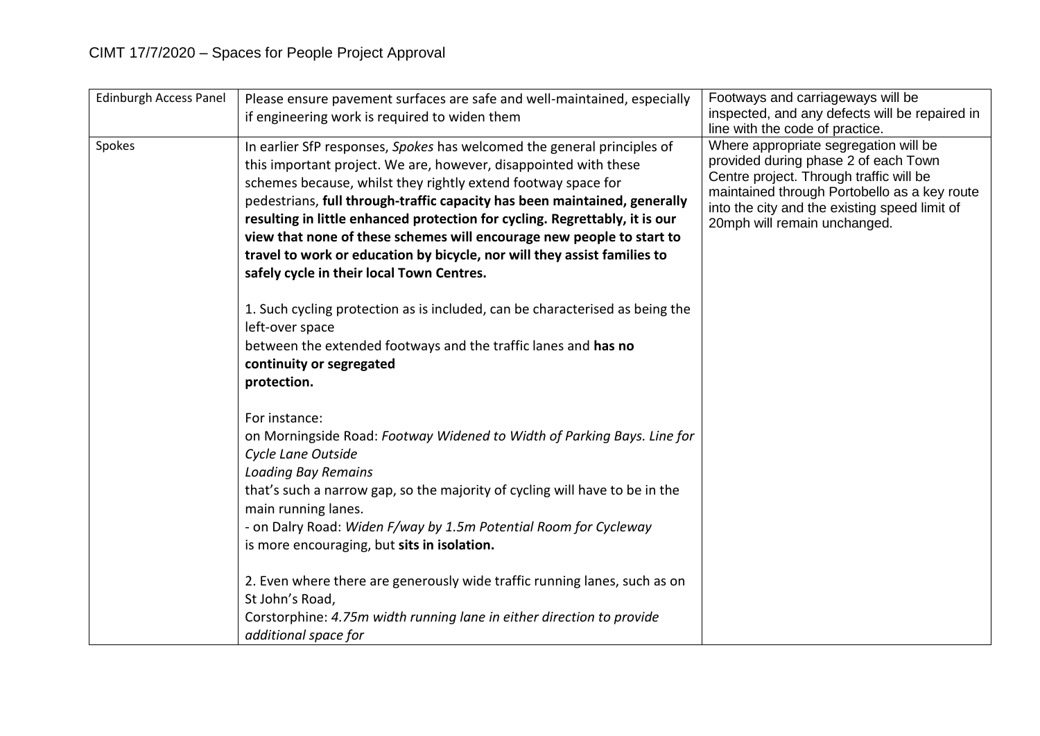| Edinburgh Access Panel | Please ensure pavement surfaces are safe and well-maintained, especially if engineering work is required to widen them | Footways and carriageways will be inspected, and any defects will be repaired in line with the code of practice. |
|---|---|---|
| Spokes | In earlier SfP responses, *Spokes* has welcomed the general principles of this important project. We are, however, disappointed with these schemes because, whilst they rightly extend footway space for pedestrians, **full through-traffic capacity has been maintained, generally resulting in little enhanced protection for cycling. Regrettably, it is our view that none of these schemes will encourage new people to start to travel to work or education by bicycle, nor will they assist families to safely cycle in their local Town Centres.**<br><br>1. Such cycling protection as is included, can be characterised as being the left-over space<br>between the extended footways and the traffic lanes and **has no continuity or segregated**<br>**protection.**<br><br>For instance:<br>on Morningside Road: *Footway Widened to Width of Parking Bays. Line for Cycle Lane Outside*<br>*Loading Bay Remains*<br>that's such a narrow gap, so the majority of cycling will have to be in the main running lanes.<br>- on Dalry Road: *Widen F/way by 1.5m Potential Room for Cycleway*<br>is more encouraging, but **sits in isolation.**<br><br>2. Even where there are generously wide traffic running lanes, such as on St John's Road,<br>Corstorphine: *4.75m width running lane in either direction to provide additional space for* | Where appropriate segregation will be provided during phase 2 of each Town Centre project. Through traffic will be maintained through Portobello as a key route into the city and the existing speed limit of 20mph will remain unchanged. |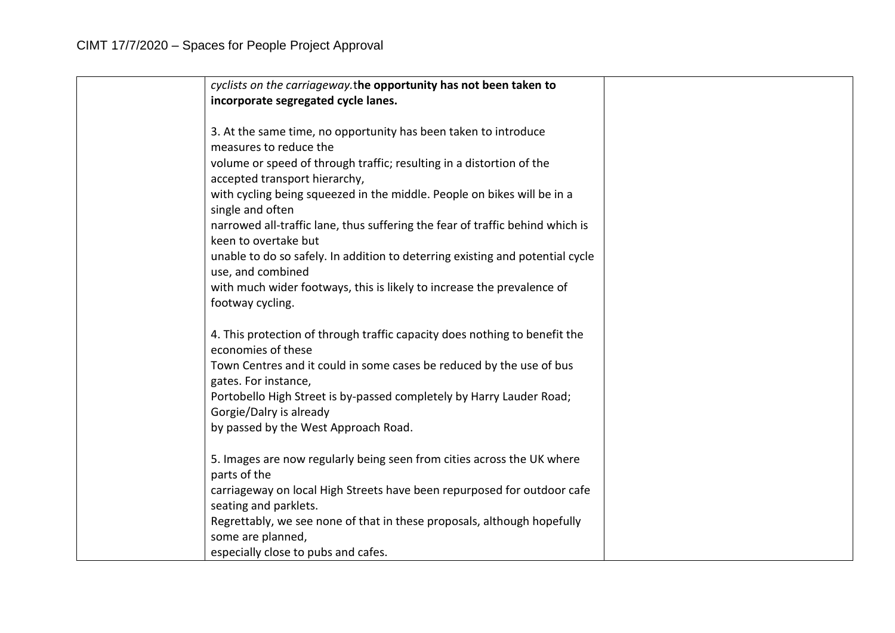| | | |
|---|---|---|
| | *cyclists on the carriageway.*t**he opportunity has not been taken to incorporate segregated cycle lanes.**<br><br>3. At the same time, no opportunity has been taken to introduce measures to reduce the volume or speed of through traffic; resulting in a distortion of the accepted transport hierarchy, with cycling being squeezed in the middle. People on bikes will be in a single and often narrowed all-traffic lane, thus suffering the fear of traffic behind which is keen to overtake but unable to do so safely. In addition to deterring existing and potential cycle use, and combined with much wider footways, this is likely to increase the prevalence of footway cycling.<br><br>4. This protection of through traffic capacity does nothing to benefit the economies of these Town Centres and it could in some cases be reduced by the use of bus gates. For instance, Portobello High Street is by-passed completely by Harry Lauder Road; Gorgie/Dalry is already by passed by the West Approach Road.<br><br>5. Images are now regularly being seen from cities across the UK where parts of the carriageway on local High Streets have been repurposed for outdoor cafe seating and parklets. Regrettably, we see none of that in these proposals, although hopefully some are planned, especially close to pubs and cafes. | |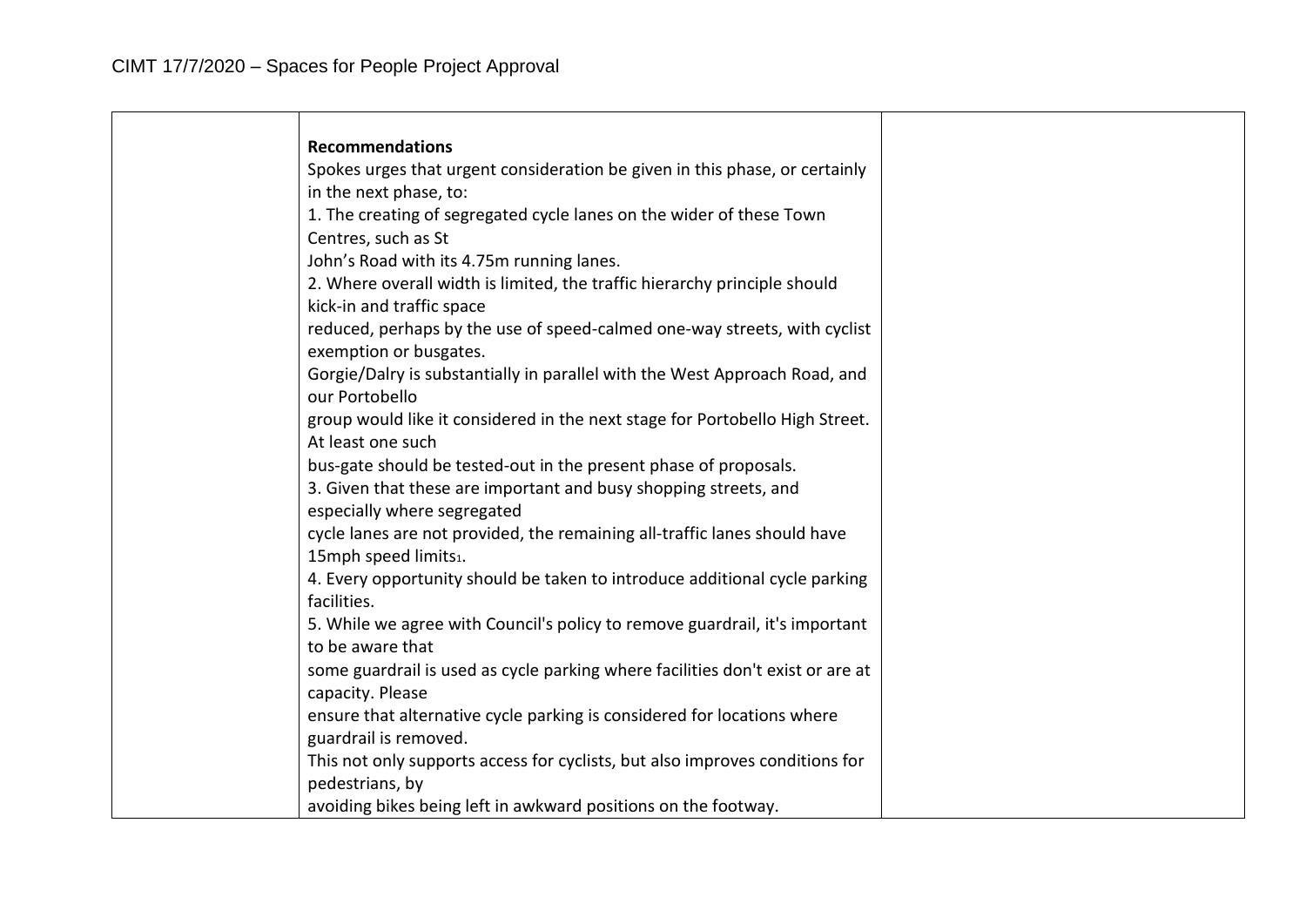| | | |
|---|---|---|
| | **Recommendations**<br>Spokes urges that urgent consideration be given in this phase, or certainly in the next phase, to:<br>1. The creating of segregated cycle lanes on the wider of these Town Centres, such as St John's Road with its 4.75m running lanes.<br>2. Where overall width is limited, the traffic hierarchy principle should kick-in and traffic space reduced, perhaps by the use of speed-calmed one-way streets, with cyclist exemption or busgates.<br>Gorgie/Dalry is substantially in parallel with the West Approach Road, and our Portobello group would like it considered in the next stage for Portobello High Street. At least one such bus-gate should be tested-out in the present phase of proposals.<br>3. Given that these are important and busy shopping streets, and especially where segregated cycle lanes are not provided, the remaining all-traffic lanes should have 15mph speed limits[1].<br>4. Every opportunity should be taken to introduce additional cycle parking facilities.<br>5. While we agree with Council's policy to remove guardrail, it's important to be aware that some guardrail is used as cycle parking where facilities don't exist or are at capacity. Please ensure that alternative cycle parking is considered for locations where guardrail is removed.<br>This not only supports access for cyclists, but also improves conditions for pedestrians, by avoiding bikes being left in awkward positions on the footway. | |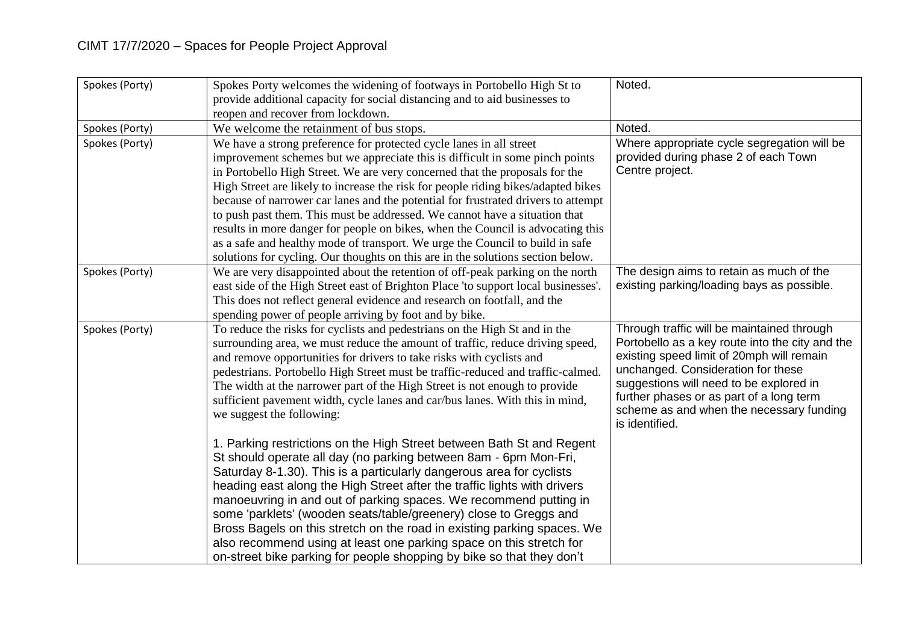| Spokes (Porty) | Spokes Porty welcomes the widening of footways in Portobello High St to provide additional capacity for social distancing and to aid businesses to reopen and recover from lockdown. | Noted. |
|---|---|---|
| Spokes (Porty) | We welcome the retainment of bus stops. | Noted. |
| Spokes (Porty) | We have a strong preference for protected cycle lanes in all street improvement schemes but we appreciate this is difficult in some pinch points in Portobello High Street. We are very concerned that the proposals for the High Street are likely to increase the risk for people riding bikes/adapted bikes because of narrower car lanes and the potential for frustrated drivers to attempt to push past them. This must be addressed. We cannot have a situation that results in more danger for people on bikes, when the Council is advocating this as a safe and healthy mode of transport. We urge the Council to build in safe solutions for cycling. Our thoughts on this are in the solutions section below. | Where appropriate cycle segregation will be provided during phase 2 of each Town Centre project. |
| Spokes (Porty) | We are very disappointed about the retention of off-peak parking on the north east side of the High Street east of Brighton Place 'to support local businesses'. This does not reflect general evidence and research on footfall, and the spending power of people arriving by foot and by bike. | The design aims to retain as much of the existing parking/loading bays as possible. |
| Spokes (Porty) | To reduce the risks for cyclists and pedestrians on the High St and in the surrounding area, we must reduce the amount of traffic, reduce driving speed, and remove opportunities for drivers to take risks with cyclists and pedestrians. Portobello High Street must be traffic-reduced and traffic-calmed. The width at the narrower part of the High Street is not enough to provide sufficient pavement width, cycle lanes and car/bus lanes. With this in mind, we suggest the following:<br><br>1. Parking restrictions on the High Street between Bath St and Regent St should operate all day (no parking between 8am - 6pm Mon-Fri, Saturday 8-1.30). This is a particularly dangerous area for cyclists heading east along the High Street after the traffic lights with drivers manoeuvring in and out of parking spaces. We recommend putting in some 'parklets' (wooden seats/table/greenery) close to Greggs and Bross Bagels on this stretch on the road in existing parking spaces. We also recommend using at least one parking space on this stretch for on-street bike parking for people shopping by bike so that they don't | Through traffic will be maintained through Portobello as a key route into the city and the existing speed limit of 20mph will remain unchanged. Consideration for these suggestions will need to be explored in further phases or as part of a long term scheme as and when the necessary funding is identified. |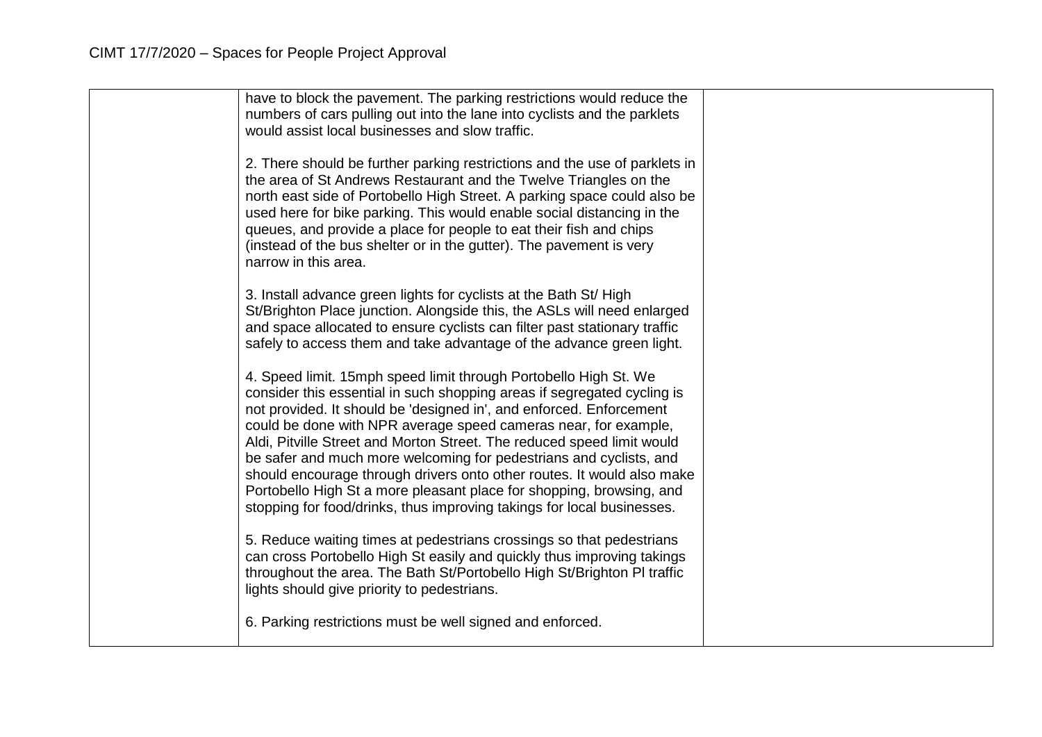| | | |
|---|---|---|
| | have to block the pavement. The parking restrictions would reduce the numbers of cars pulling out into the lane into cyclists and the parklets would assist local businesses and slow traffic.<br><br>2. There should be further parking restrictions and the use of parklets in the area of St Andrews Restaurant and the Twelve Triangles on the north east side of Portobello High Street. A parking space could also be used here for bike parking. This would enable social distancing in the queues, and provide a place for people to eat their fish and chips (instead of the bus shelter or in the gutter). The pavement is very narrow in this area.<br><br>3. Install advance green lights for cyclists at the Bath St/ High St/Brighton Place junction. Alongside this, the ASLs will need enlarged and space allocated to ensure cyclists can filter past stationary traffic safely to access them and take advantage of the advance green light.<br><br>4. Speed limit. 15mph speed limit through Portobello High St. We consider this essential in such shopping areas if segregated cycling is not provided. It should be 'designed in', and enforced. Enforcement could be done with NPR average speed cameras near, for example, Aldi, Pitville Street and Morton Street. The reduced speed limit would be safer and much more welcoming for pedestrians and cyclists, and should encourage through drivers onto other routes. It would also make Portobello High St a more pleasant place for shopping, browsing, and stopping for food/drinks, thus improving takings for local businesses.<br><br>5. Reduce waiting times at pedestrians crossings so that pedestrians can cross Portobello High St easily and quickly thus improving takings throughout the area. The Bath St/Portobello High St/Brighton Pl traffic lights should give priority to pedestrians.<br><br>6. Parking restrictions must be well signed and enforced. | |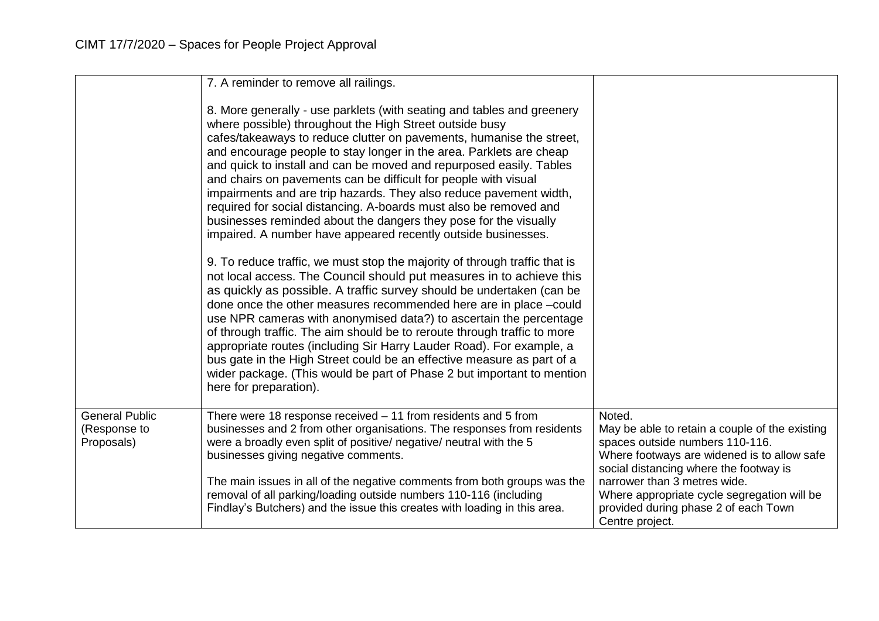| | | |
|---|---|---|
| | 7. A reminder to remove all railings.<br><br>8. More generally - use parklets (with seating and tables and greenery where possible) throughout the High Street outside busy cafes/takeaways to reduce clutter on pavements, humanise the street, and encourage people to stay longer in the area. Parklets are cheap and quick to install and can be moved and repurposed easily. Tables and chairs on pavements can be difficult for people with visual impairments and are trip hazards. They also reduce pavement width, required for social distancing. A-boards must also be removed and businesses reminded about the dangers they pose for the visually impaired. A number have appeared recently outside businesses.<br><br>9. To reduce traffic, we must stop the majority of through traffic that is not local access. The Council should put measures in to achieve this as quickly as possible. A traffic survey should be undertaken (can be done once the other measures recommended here are in place –could use NPR cameras with anonymised data?) to ascertain the percentage of through traffic. The aim should be to reroute through traffic to more appropriate routes (including Sir Harry Lauder Road). For example, a bus gate in the High Street could be an effective measure as part of a wider package. (This would be part of Phase 2 but important to mention here for preparation). | |
| General Public (Response to Proposals) | There were 18 response received – 11 from residents and 5 from businesses and 2 from other organisations. The responses from residents were a broadly even split of positive/ negative/ neutral with the 5 businesses giving negative comments.<br><br>The main issues in all of the negative comments from both groups was the removal of all parking/loading outside numbers 110-116 (including Findlay's Butchers) and the issue this creates with loading in this area. | Noted.<br>May be able to retain a couple of the existing spaces outside numbers 110-116.<br>Where footways are widened is to allow safe social distancing where the footway is narrower than 3 metres wide.<br>Where appropriate cycle segregation will be provided during phase 2 of each Town Centre project. |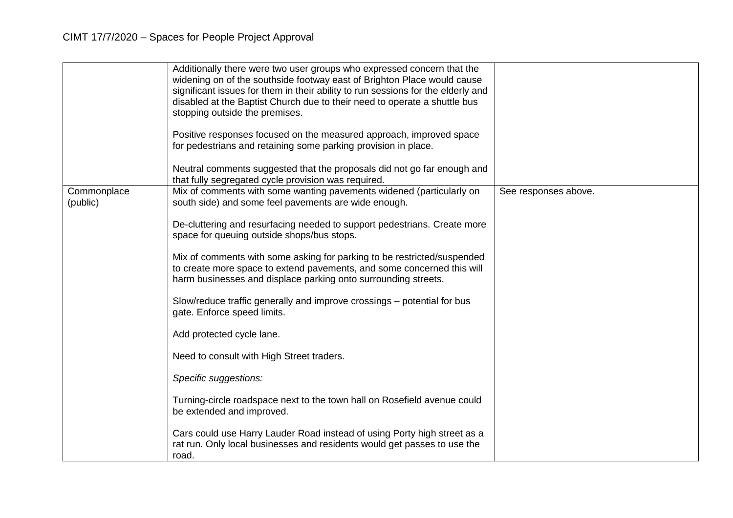| | | |
|---|---|---|
| | Additionally there were two user groups who expressed concern that the widening on of the southside footway east of Brighton Place would cause significant issues for them in their ability to run sessions for the elderly and disabled at the Baptist Church due to their need to operate a shuttle bus stopping outside the premises.<br><br>Positive responses focused on the measured approach, improved space for pedestrians and retaining some parking provision in place.<br><br>Neutral comments suggested that the proposals did not go far enough and that fully segregated cycle provision was required. | |
| Commonplace (public) | Mix of comments with some wanting pavements widened (particularly on south side) and some feel pavements are wide enough.<br><br>De-cluttering and resurfacing needed to support pedestrians. Create more space for queuing outside shops/bus stops.<br><br>Mix of comments with some asking for parking to be restricted/suspended to create more space to extend pavements, and some concerned this will harm businesses and displace parking onto surrounding streets.<br><br>Slow/reduce traffic generally and improve crossings – potential for bus gate. Enforce speed limits.<br><br>Add protected cycle lane.<br><br>Need to consult with High Street traders.<br><br>*Specific suggestions:*<br><br>Turning-circle roadspace next to the town hall on Rosefield avenue could be extended and improved.<br><br>Cars could use Harry Lauder Road instead of using Porty high street as a rat run. Only local businesses and residents would get passes to use the road. | See responses above. |